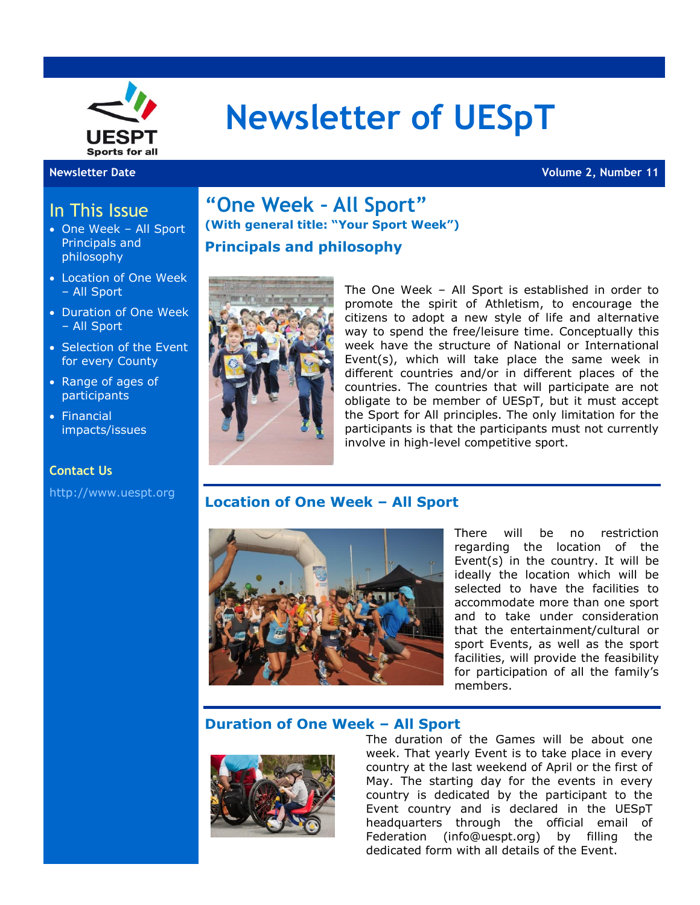UESPT
Sports for all

# Newsletter of UESpT

**Newsletter Date** | **Volume 2, Number 11**

## In This Issue

- One Week – All Sport Principals and philosophy
- Location of One Week – All Sport
- Duration of One Week – All Sport
- Selection of the Event for every County
- Range of ages of participants
- Financial impacts/issues

**Contact Us**

http://www.uespt.org

## "One Week - All Sport"

**(With general title: "Your Sport Week")**

### Principals and philosophy

The One Week – All Sport is established in order to promote the spirit of Athletism, to encourage the citizens to adopt a new style of life and alternative way to spend the free/leisure time. Conceptually this week have the structure of National or International Event(s), which will take place the same week in different countries and/or in different places of the countries. The countries that will participate are not obligate to be member of UESpT, but it must accept the Sport for All principles. The only limitation for the participants is that the participants must not currently involve in high-level competitive sport.

### Location of One Week – All Sport

There will be no restriction regarding the location of the Event(s) in the country. It will be ideally the location which will be selected to have the facilities to accommodate more than one sport and to take under consideration that the entertainment/cultural or sport Events, as well as the sport facilities, will provide the feasibility for participation of all the family's members.

### Duration of One Week – All Sport

The duration of the Games will be about one week. That yearly Event is to take place in every country at the last weekend of April or the first of May. The starting day for the events in every country is dedicated by the participant to the Event country and is declared in the UESpT headquarters through the official email of Federation (info@uespt.org) by filling the dedicated form with all details of the Event.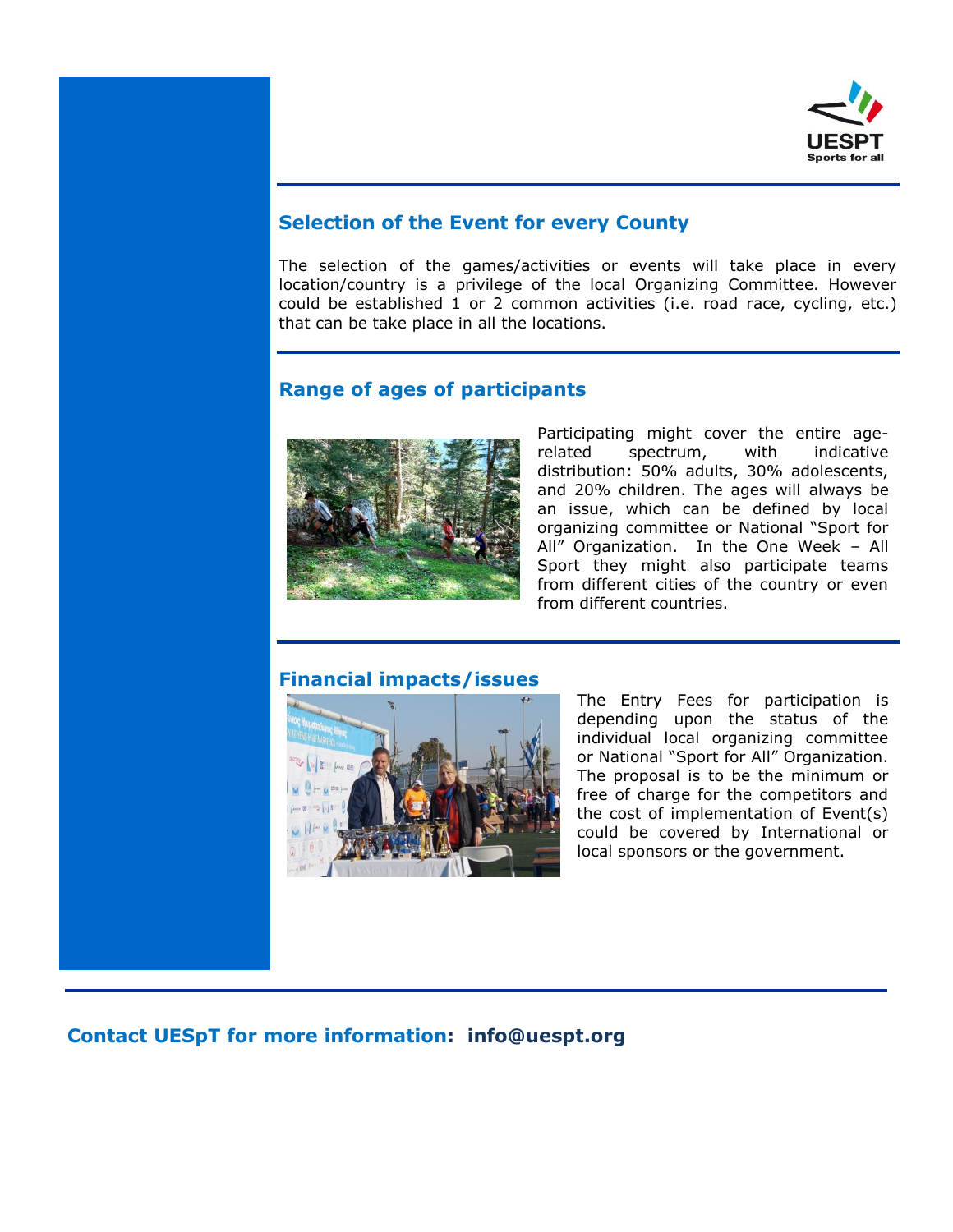## Selection of the Event for every County

The selection of the games/activities or events will take place in every location/country is a privilege of the local Organizing Committee. However could be established 1 or 2 common activities (i.e. road race, cycling, etc.) that can be take place in all the locations.

## Range of ages of participants

Participating might cover the entire age-related spectrum, with indicative distribution: 50% adults, 30% adolescents, and 20% children. The ages will always be an issue, which can be defined by local organizing committee or National "Sport for All" Organization. In the One Week – All Sport they might also participate teams from different cities of the country or even from different countries.

## Financial impacts/issues

The Entry Fees for participation is depending upon the status of the individual local organizing committee or National "Sport for All" Organization. The proposal is to be the minimum or free of charge for the competitors and the cost of implementation of Event(s) could be covered by International or local sponsors or the government.

**Contact UESpT for more information: info@uespt.org**